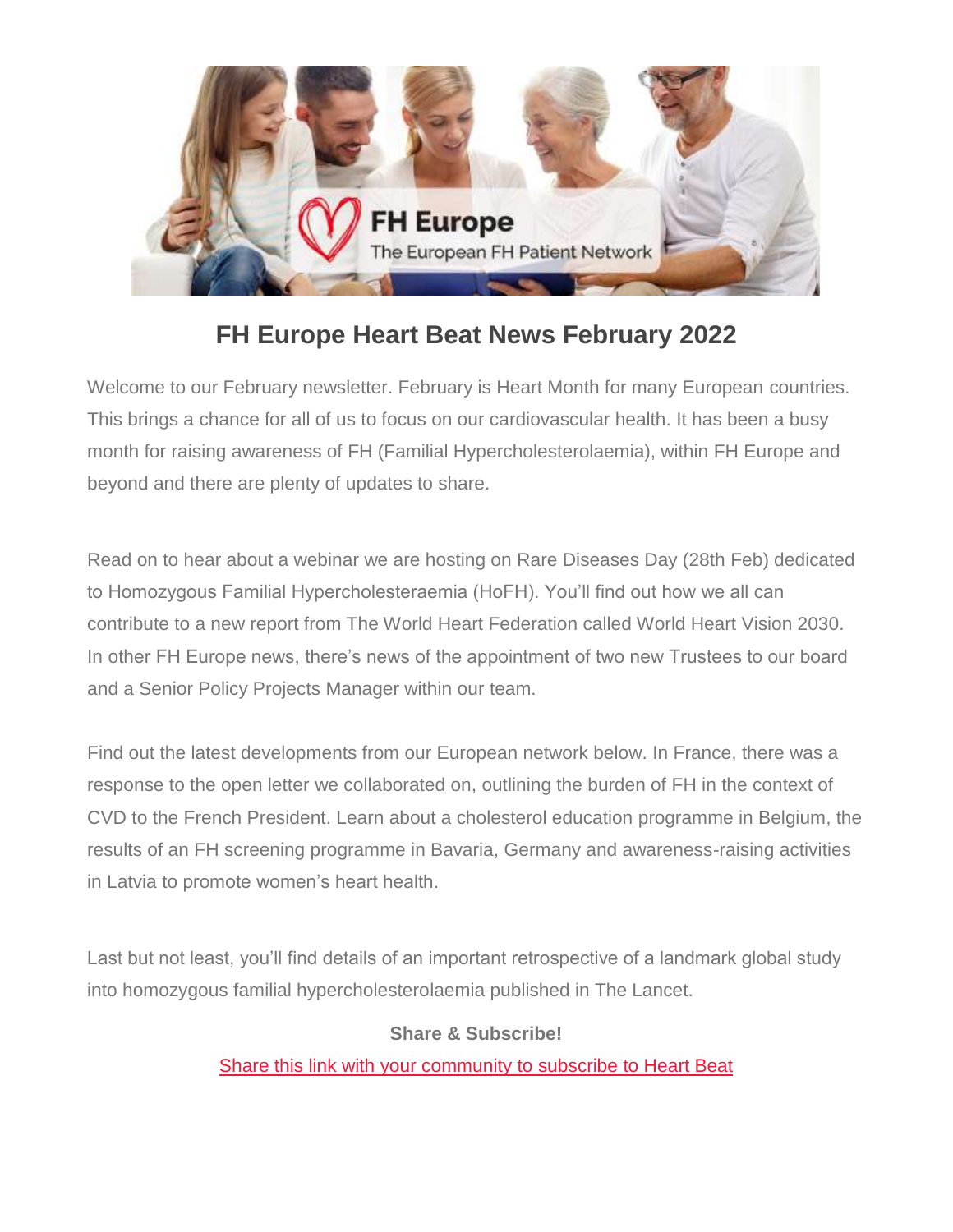# FH Europe Heart Beat News February 2022

Welcome to our February newsletter. February is Heart Month for many European countries. This brings a chance for all of us to focus on our cardiovascular health. It has been a busy month for raising awareness of FH (Familial Hypercholesterolaemia), within FH Europe and beyond and there are plenty of updates to share.

Read on to hear about a webinar we are hosting on Rare Diseases Day (28th Feb) dedicated to Homozygous Familial Hypercholesteraemia (HoFH). You'll find out how we all can contribute to a new report from The World Heart Federation called World Heart Vision 2030. In other FH Europe news, there's news of the appointment of two new Trustees to our board and a Senior Policy Projects Manager within our team.

Find out the latest developments from our European network below. In France, there was a response to the open letter we collaborated on, outlining the burden of FH in the context of CVD to the French President. Learn about a cholesterol education programme in Belgium, the results of an FH screening programme in Bavaria, Germany and awareness-raising activities in Latvia to promote women's heart health.

Last but not least, you'll find details of an important retrospective of a landmark global study into homozygous familial hypercholesterolaemia published in The Lancet.

**Share & Subscribe!**

Share this link with your community to subscribe to Heart Beat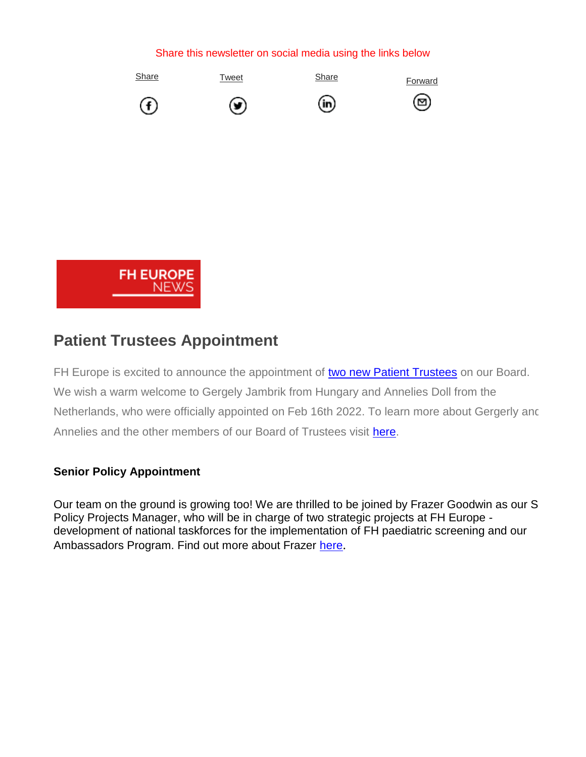Share this newsletter on social media using the links below

Share Tweet Share Forward

FH EUROPE NEWS

## Patient Trustees Appointment

FH Europe is excited to announce the appointment of two new Patient Trustees on our Board. We wish a warm welcome to Gergely Jambrik from Hungary and Annelies Doll from the Netherlands, who were officially appointed on Feb 16th 2022. To learn more about Gergerly and Annelies and the other members of our Board of Trustees visit here.

**Senior Policy Appointment**

Our team on the ground is growing too! We are thrilled to be joined by Frazer Goodwin as our S Policy Projects Manager, who will be in charge of two strategic projects at FH Europe - development of national taskforces for the implementation of FH paediatric screening and our Ambassadors Program. Find out more about Frazer here.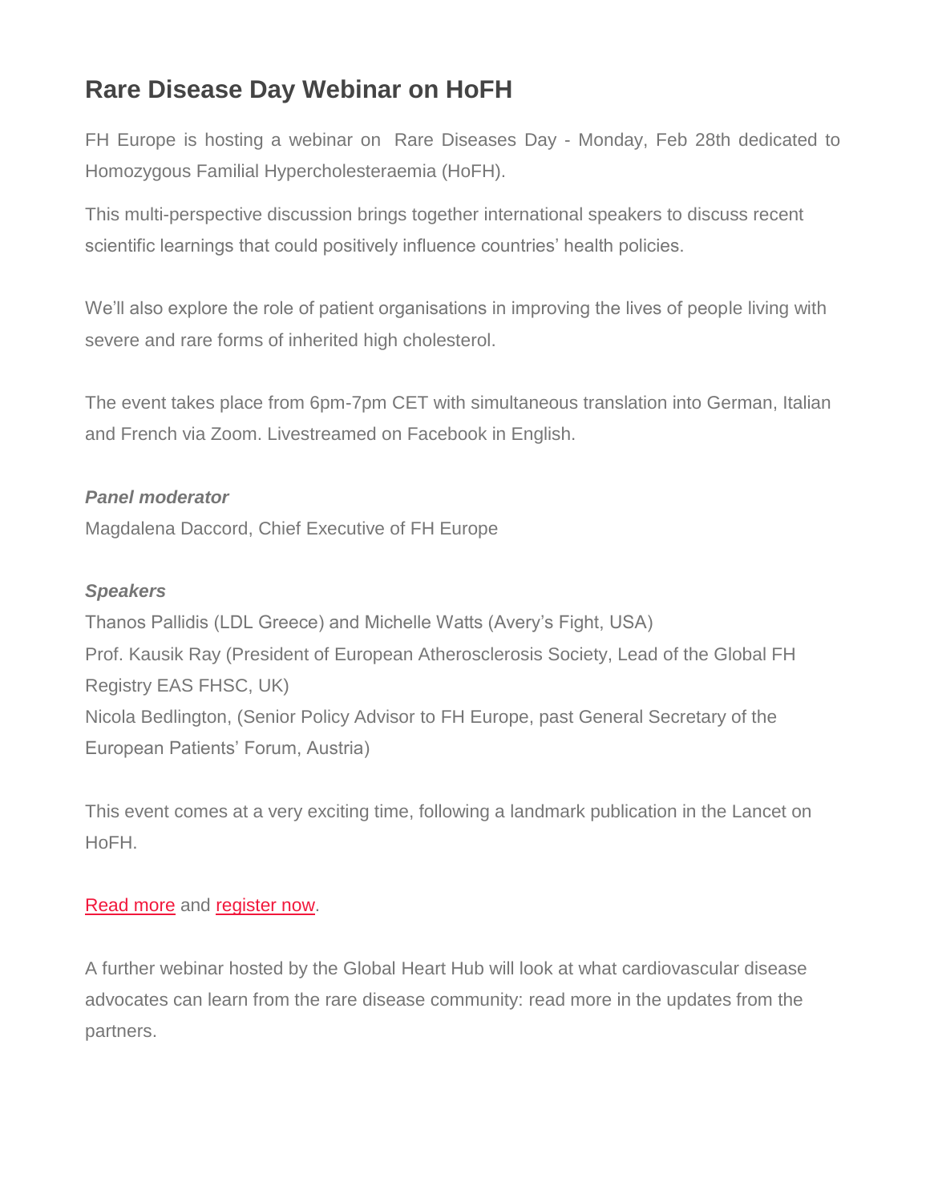## Rare Disease Day Webinar on HoFH

FH Europe is hosting a webinar on Rare Diseases Day - Monday, Feb 28th dedicated to Homozygous Familial Hypercholesteraemia (HoFH).

This multi-perspective discussion brings together international speakers to discuss recent scientific learnings that could positively influence countries' health policies.

We'll also explore the role of patient organisations in improving the lives of people living with severe and rare forms of inherited high cholesterol.

The event takes place from 6pm-7pm CET with simultaneous translation into German, Italian and French via Zoom. Livestreamed on Facebook in English.

***Panel moderator***
Magdalena Daccord, Chief Executive of FH Europe

***Speakers***
Thanos Pallidis (LDL Greece) and Michelle Watts (Avery's Fight, USA)
Prof. Kausik Ray (President of European Atherosclerosis Society, Lead of the Global FH Registry EAS FHSC, UK)
Nicola Bedlington, (Senior Policy Advisor to FH Europe, past General Secretary of the European Patients' Forum, Austria)

This event comes at a very exciting time, following a landmark publication in the Lancet on HoFH.

Read more and register now.

A further webinar hosted by the Global Heart Hub will look at what cardiovascular disease advocates can learn from the rare disease community: read more in the updates from the partners.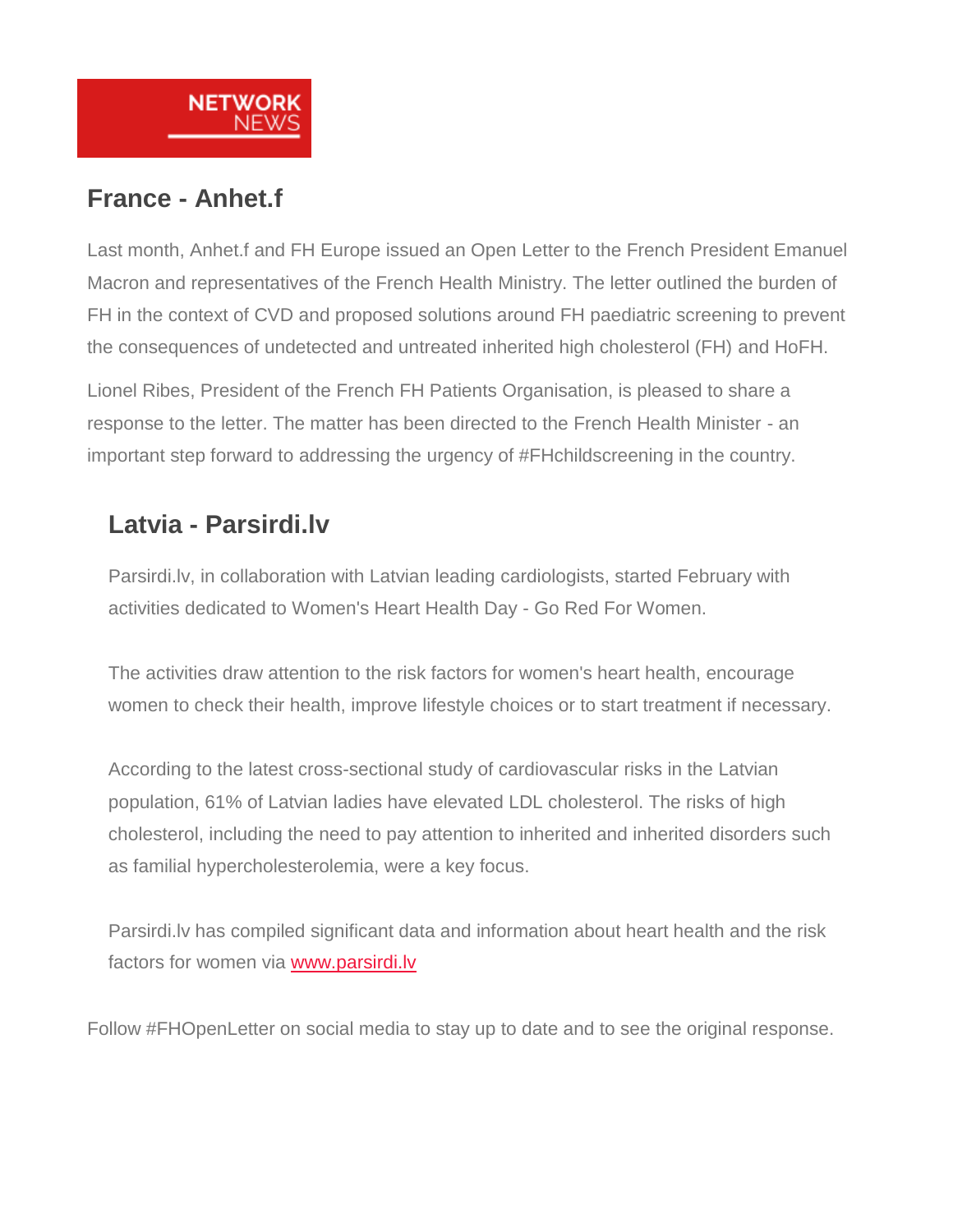NETWORK NEWS

## France - Anhet.f

Last month, Anhet.f and FH Europe issued an Open Letter to the French President Emanuel Macron and representatives of the French Health Ministry. The letter outlined the burden of FH in the context of CVD and proposed solutions around FH paediatric screening to prevent the consequences of undetected and untreated inherited high cholesterol (FH) and HoFH.

Lionel Ribes, President of the French FH Patients Organisation, is pleased to share a response to the letter. The matter has been directed to the French Health Minister - an important step forward to addressing the urgency of #FHchildscreening in the country.

## Latvia - Parsirdi.lv

Parsirdi.lv, in collaboration with Latvian leading cardiologists, started February with activities dedicated to Women's Heart Health Day - Go Red For Women.

The activities draw attention to the risk factors for women's heart health, encourage women to check their health, improve lifestyle choices or to start treatment if necessary.

According to the latest cross-sectional study of cardiovascular risks in the Latvian population, 61% of Latvian ladies have elevated LDL cholesterol. The risks of high cholesterol, including the need to pay attention to inherited and inherited disorders such as familial hypercholesterolemia, were a key focus.

Parsirdi.lv has compiled significant data and information about heart health and the risk factors for women via [www.parsirdi.lv](www.parsirdi.lv)

Follow #FHOpenLetter on social media to stay up to date and to see the original response.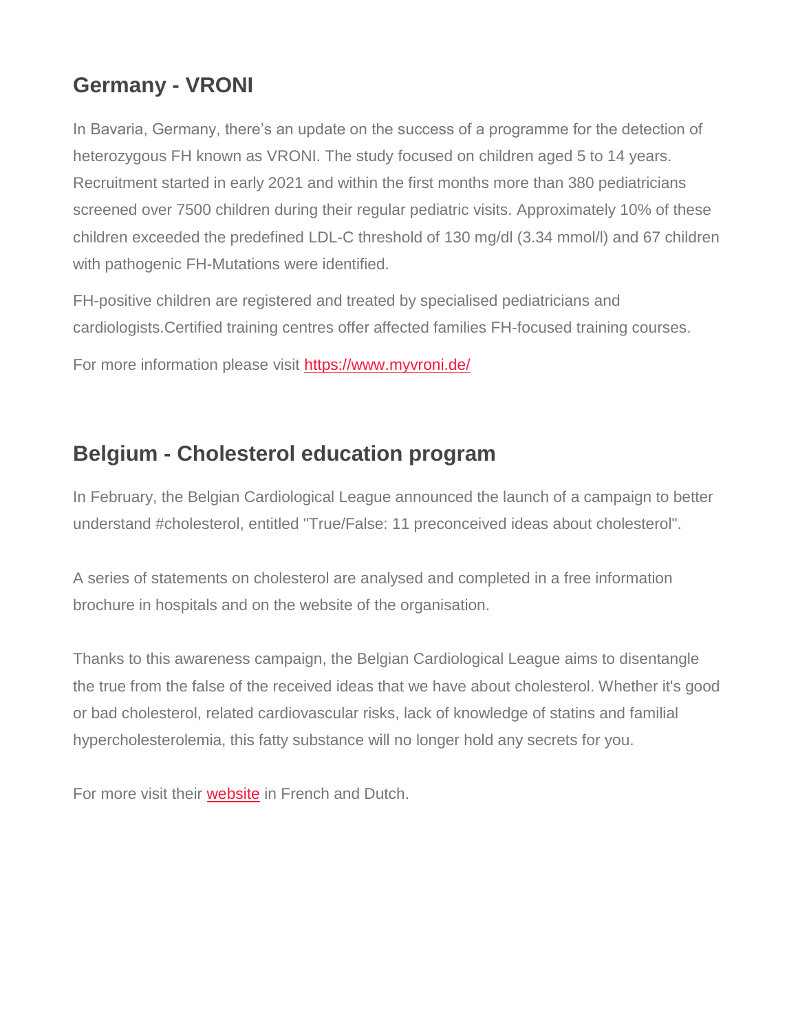## Germany - VRONI

In Bavaria, Germany, there's an update on the success of a programme for the detection of heterozygous FH known as VRONI. The study focused on children aged 5 to 14 years. Recruitment started in early 2021 and within the first months more than 380 pediatricians screened over 7500 children during their regular pediatric visits. Approximately 10% of these children exceeded the predefined LDL-C threshold of 130 mg/dl (3.34 mmol/l) and 67 children with pathogenic FH-Mutations were identified.

FH-positive children are registered and treated by specialised pediatricians and cardiologists.Certified training centres offer affected families FH-focused training courses.

For more information please visit [https://www.myvroni.de/](https://www.myvroni.de/)

## Belgium - Cholesterol education program

In February, the Belgian Cardiological League announced the launch of a campaign to better understand #cholesterol, entitled "True/False: 11 preconceived ideas about cholesterol".

A series of statements on cholesterol are analysed and completed in a free information brochure in hospitals and on the website of the organisation.

Thanks to this awareness campaign, the Belgian Cardiological League aims to disentangle the true from the false of the received ideas that we have about cholesterol. Whether it's good or bad cholesterol, related cardiovascular risks, lack of knowledge of statins and familial hypercholesterolemia, this fatty substance will no longer hold any secrets for you.

For more visit their website in French and Dutch.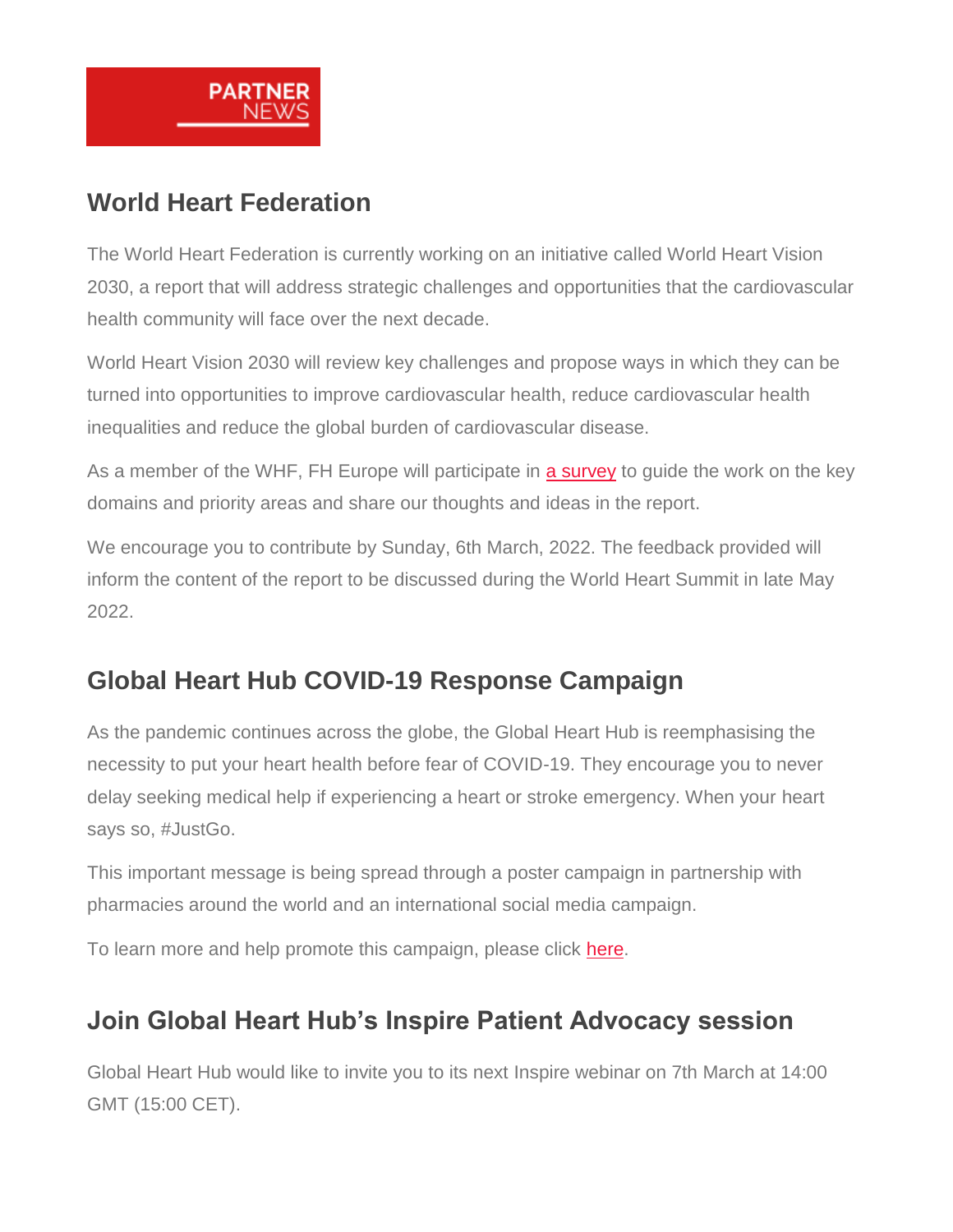PARTNER NEWS

## World Heart Federation

The World Heart Federation is currently working on an initiative called World Heart Vision 2030, a report that will address strategic challenges and opportunities that the cardiovascular health community will face over the next decade.

World Heart Vision 2030 will review key challenges and propose ways in which they can be turned into opportunities to improve cardiovascular health, reduce cardiovascular health inequalities and reduce the global burden of cardiovascular disease.

As a member of the WHF, FH Europe will participate in a survey to guide the work on the key domains and priority areas and share our thoughts and ideas in the report.

We encourage you to contribute by Sunday, 6th March, 2022. The feedback provided will inform the content of the report to be discussed during the World Heart Summit in late May 2022.

## Global Heart Hub COVID-19 Response Campaign

As the pandemic continues across the globe, the Global Heart Hub is reemphasising the necessity to put your heart health before fear of COVID-19. They encourage you to never delay seeking medical help if experiencing a heart or stroke emergency. When your heart says so, #JustGo.

This important message is being spread through a poster campaign in partnership with pharmacies around the world and an international social media campaign.

To learn more and help promote this campaign, please click here.

## Join Global Heart Hub's Inspire Patient Advocacy session

Global Heart Hub would like to invite you to its next Inspire webinar on 7th March at 14:00 GMT (15:00 CET).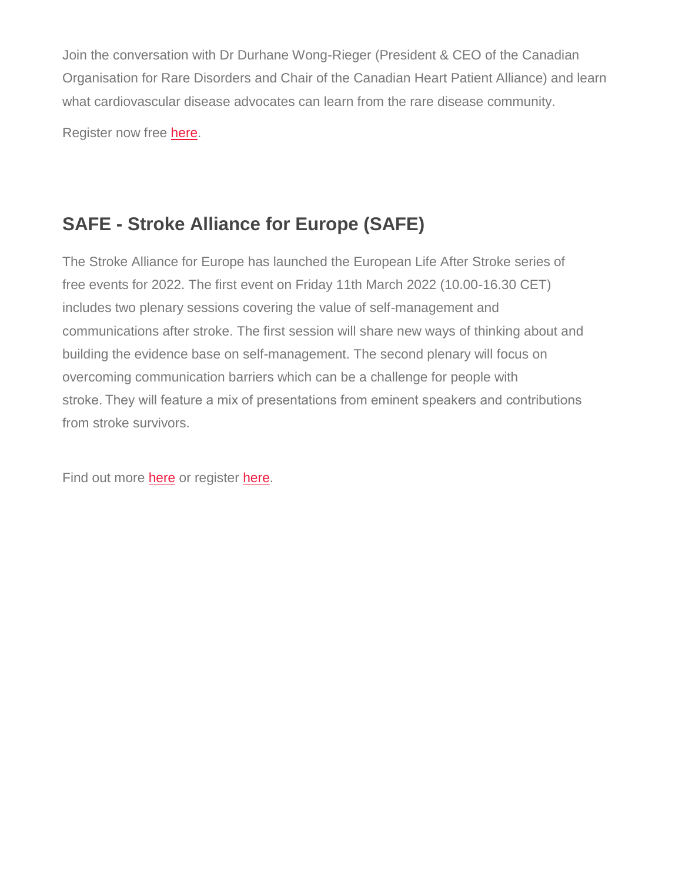Join the conversation with Dr Durhane Wong-Rieger (President & CEO of the Canadian Organisation for Rare Disorders and Chair of the Canadian Heart Patient Alliance) and learn what cardiovascular disease advocates can learn from the rare disease community.

Register now free here.

## SAFE - Stroke Alliance for Europe (SAFE)

The Stroke Alliance for Europe has launched the European Life After Stroke series of free events for 2022. The first event on Friday 11th March 2022 (10.00-16.30 CET) includes two plenary sessions covering the value of self-management and communications after stroke. The first session will share new ways of thinking about and building the evidence base on self-management. The second plenary will focus on overcoming communication barriers which can be a challenge for people with stroke. They will feature a mix of presentations from eminent speakers and contributions from stroke survivors.

Find out more here or register here.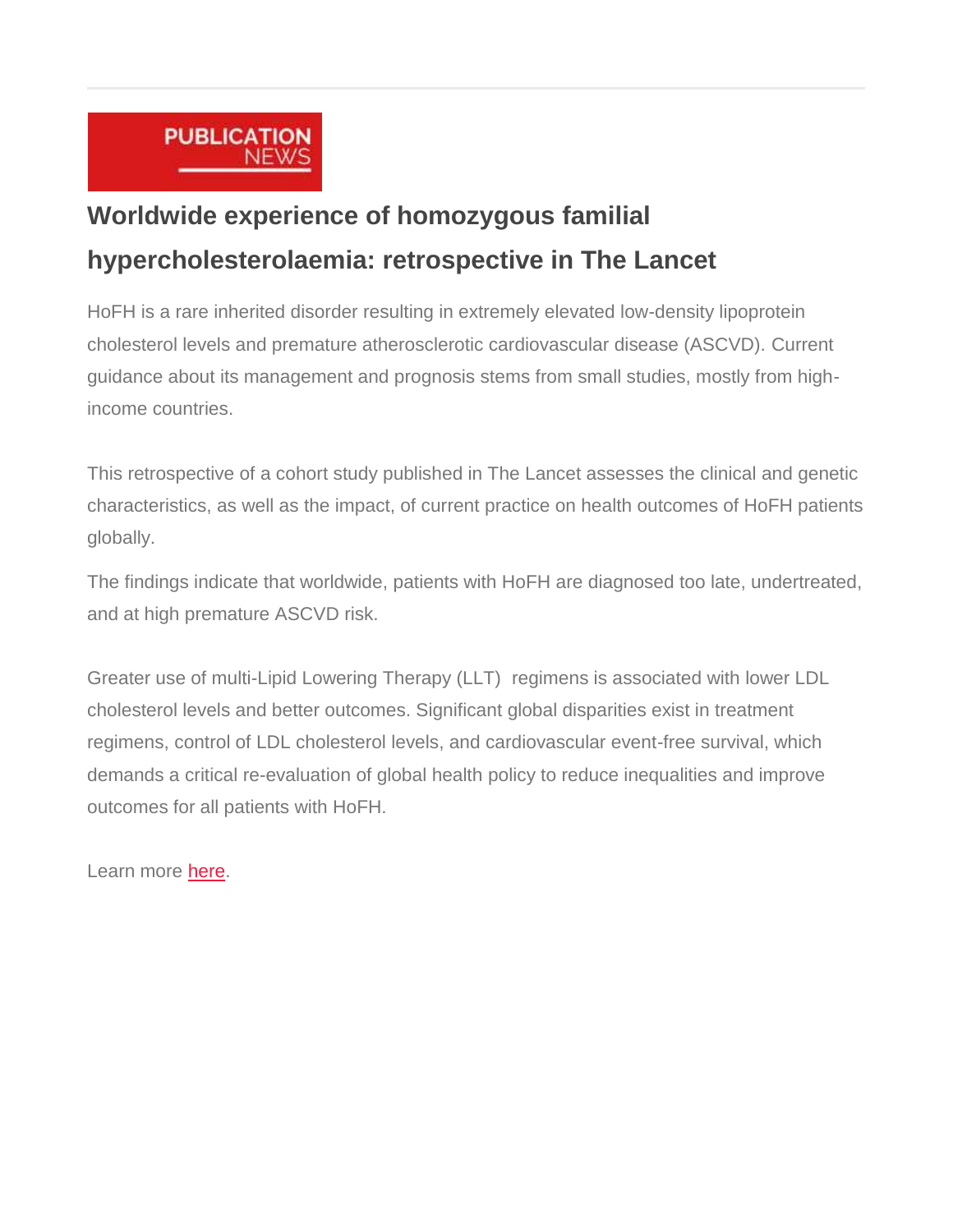PUBLICATION NEWS

## Worldwide experience of homozygous familial hypercholesterolaemia: retrospective in The Lancet

HoFH is a rare inherited disorder resulting in extremely elevated low-density lipoprotein cholesterol levels and premature atherosclerotic cardiovascular disease (ASCVD). Current guidance about its management and prognosis stems from small studies, mostly from high-income countries.

This retrospective of a cohort study published in The Lancet assesses the clinical and genetic characteristics, as well as the impact, of current practice on health outcomes of HoFH patients globally.

The findings indicate that worldwide, patients with HoFH are diagnosed too late, undertreated, and at high premature ASCVD risk.

Greater use of multi-Lipid Lowering Therapy (LLT) regimens is associated with lower LDL cholesterol levels and better outcomes. Significant global disparities exist in treatment regimens, control of LDL cholesterol levels, and cardiovascular event-free survival, which demands a critical re-evaluation of global health policy to reduce inequalities and improve outcomes for all patients with HoFH.

Learn more here.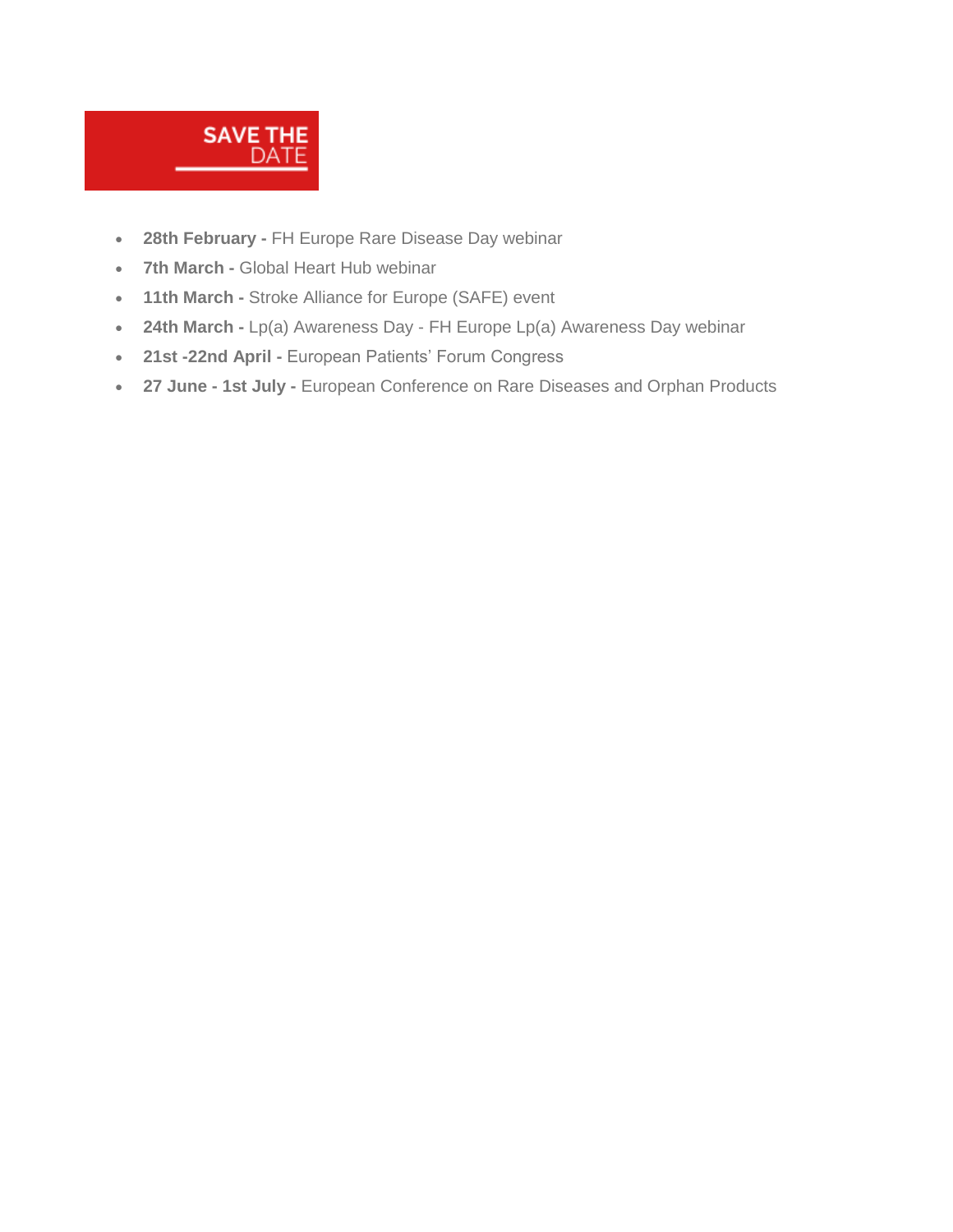## SAVE THE DATE

- **28th February -** FH Europe Rare Disease Day webinar
- **7th March -** Global Heart Hub webinar
- **11th March -** Stroke Alliance for Europe (SAFE) event
- **24th March -** Lp(a) Awareness Day - FH Europe Lp(a) Awareness Day webinar
- **21st -22nd April -** European Patients' Forum Congress
- **27 June - 1st July -** European Conference on Rare Diseases and Orphan Products